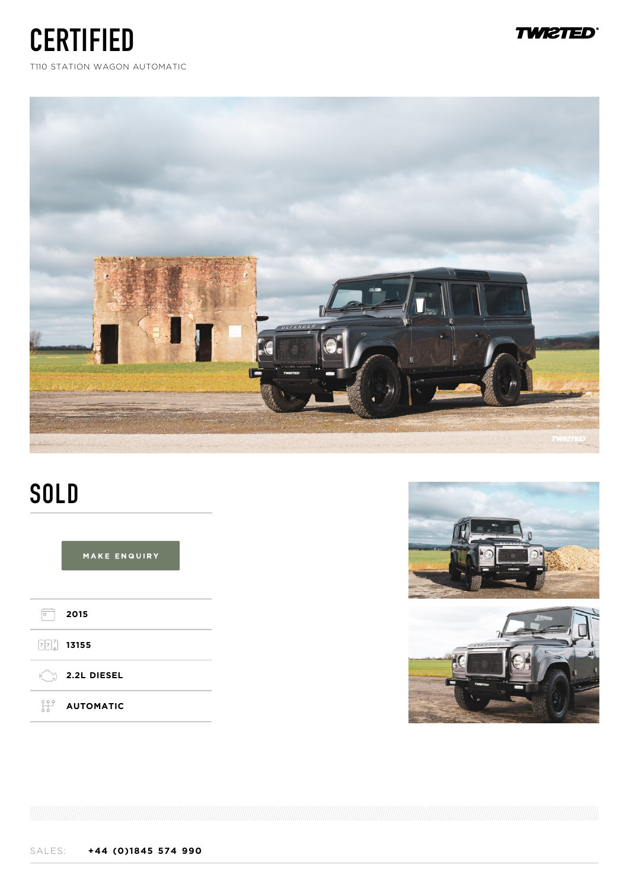# CERTIFIED

T110 STATION WAGON AUTOMATIC

## SOLD

MAKE ENQUIRY

- 2015
- 13155
- 2.2L DIESEL
- AUTOMATIC

SALES: **+44 (0)1845 574 990**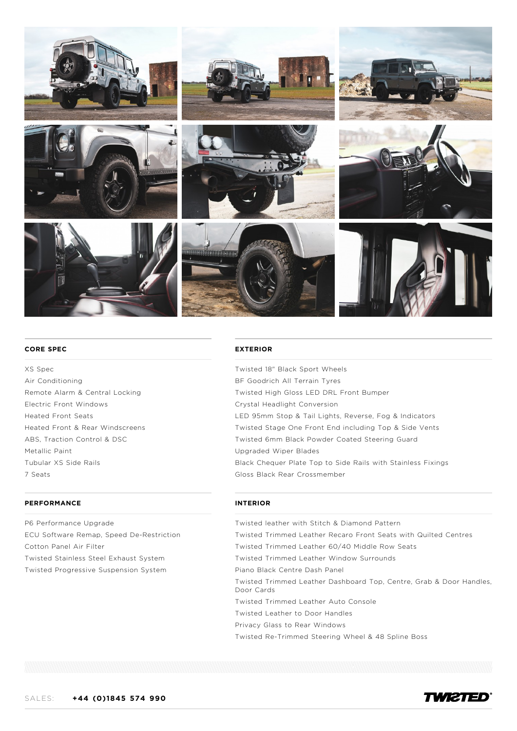## CORE SPEC

XS Spec
Air Conditioning
Remote Alarm & Central Locking
Electric Front Windows
Heated Front Seats
Heated Front & Rear Windscreens
ABS, Traction Control & DSC
Metallic Paint
Tubular XS Side Rails
7 Seats

## PERFORMANCE

P6 Performance Upgrade
ECU Software Remap, Speed De-Restriction
Cotton Panel Air Filter
Twisted Stainless Steel Exhaust System
Twisted Progressive Suspension System

## EXTERIOR

Twisted 18" Black Sport Wheels
BF Goodrich All Terrain Tyres
Twisted High Gloss LED DRL Front Bumper
Crystal Headlight Conversion
LED 95mm Stop & Tail Lights, Reverse, Fog & Indicators
Twisted Stage One Front End including Top & Side Vents
Twisted 6mm Black Powder Coated Steering Guard
Upgraded Wiper Blades
Black Chequer Plate Top to Side Rails with Stainless Fixings
Gloss Black Rear Crossmember

## INTERIOR

Twisted leather with Stitch & Diamond Pattern
Twisted Trimmed Leather Recaro Front Seats with Quilted Centres
Twisted Trimmed Leather 60/40 Middle Row Seats
Twisted Trimmed Leather Window Surrounds
Piano Black Centre Dash Panel
Twisted Trimmed Leather Dashboard Top, Centre, Grab & Door Handles, Door Cards
Twisted Trimmed Leather Auto Console
Twisted Leather to Door Handles
Privacy Glass to Rear Windows
Twisted Re-Trimmed Steering Wheel & 48 Spline Boss

SALES: **+44 (0)1845 574 990**

TWISTED®